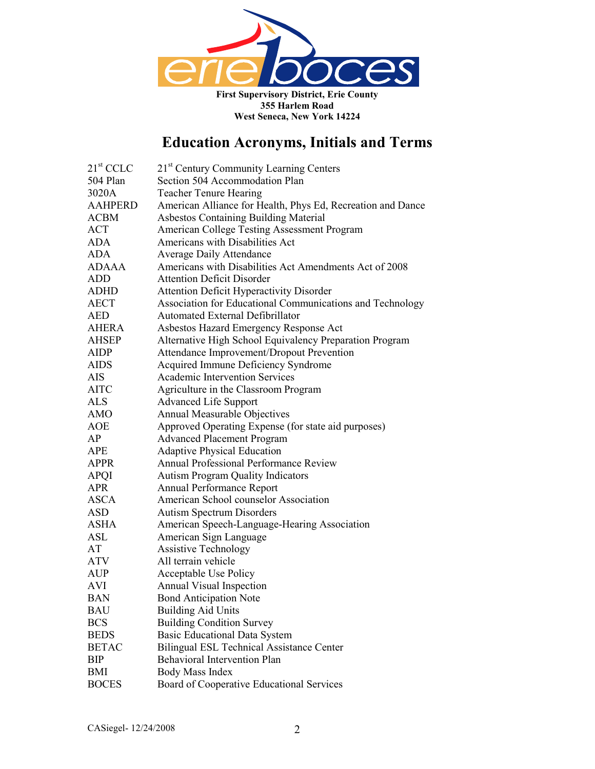**First Supervisory District, Erie County**
**355 Harlem Road**
**West Seneca, New York 14224**

# Education Acronyms, Initials and Terms

| | |
|---|---|
| 21st CCLC | 21st Century Community Learning Centers |
| 504 Plan | Section 504 Accommodation Plan |
| 3020A | Teacher Tenure Hearing |
| AAHPERD | American Alliance for Health, Phys Ed, Recreation and Dance |
| ACBM | Asbestos Containing Building Material |
| ACT | American College Testing Assessment Program |
| ADA | Americans with Disabilities Act |
| ADA | Average Daily Attendance |
| ADAAA | Americans with Disabilities Act Amendments Act of 2008 |
| ADD | Attention Deficit Disorder |
| ADHD | Attention Deficit Hyperactivity Disorder |
| AECT | Association for Educational Communications and Technology |
| AED | Automated External Defibrillator |
| AHERA | Asbestos Hazard Emergency Response Act |
| AHSEP | Alternative High School Equivalency Preparation Program |
| AIDP | Attendance Improvement/Dropout Prevention |
| AIDS | Acquired Immune Deficiency Syndrome |
| AIS | Academic Intervention Services |
| AITC | Agriculture in the Classroom Program |
| ALS | Advanced Life Support |
| AMO | Annual Measurable Objectives |
| AOE | Approved Operating Expense (for state aid purposes) |
| AP | Advanced Placement Program |
| APE | Adaptive Physical Education |
| APPR | Annual Professional Performance Review |
| APQI | Autism Program Quality Indicators |
| APR | Annual Performance Report |
| ASCA | American School counselor Association |
| ASD | Autism Spectrum Disorders |
| ASHA | American Speech-Language-Hearing Association |
| ASL | American Sign Language |
| AT | Assistive Technology |
| ATV | All terrain vehicle |
| AUP | Acceptable Use Policy |
| AVI | Annual Visual Inspection |
| BAN | Bond Anticipation Note |
| BAU | Building Aid Units |
| BCS | Building Condition Survey |
| BEDS | Basic Educational Data System |
| BETAC | Bilingual ESL Technical Assistance Center |
| BIP | Behavioral Intervention Plan |
| BMI | Body Mass Index |
| BOCES | Board of Cooperative Educational Services |

CASiegel- 12/24/2008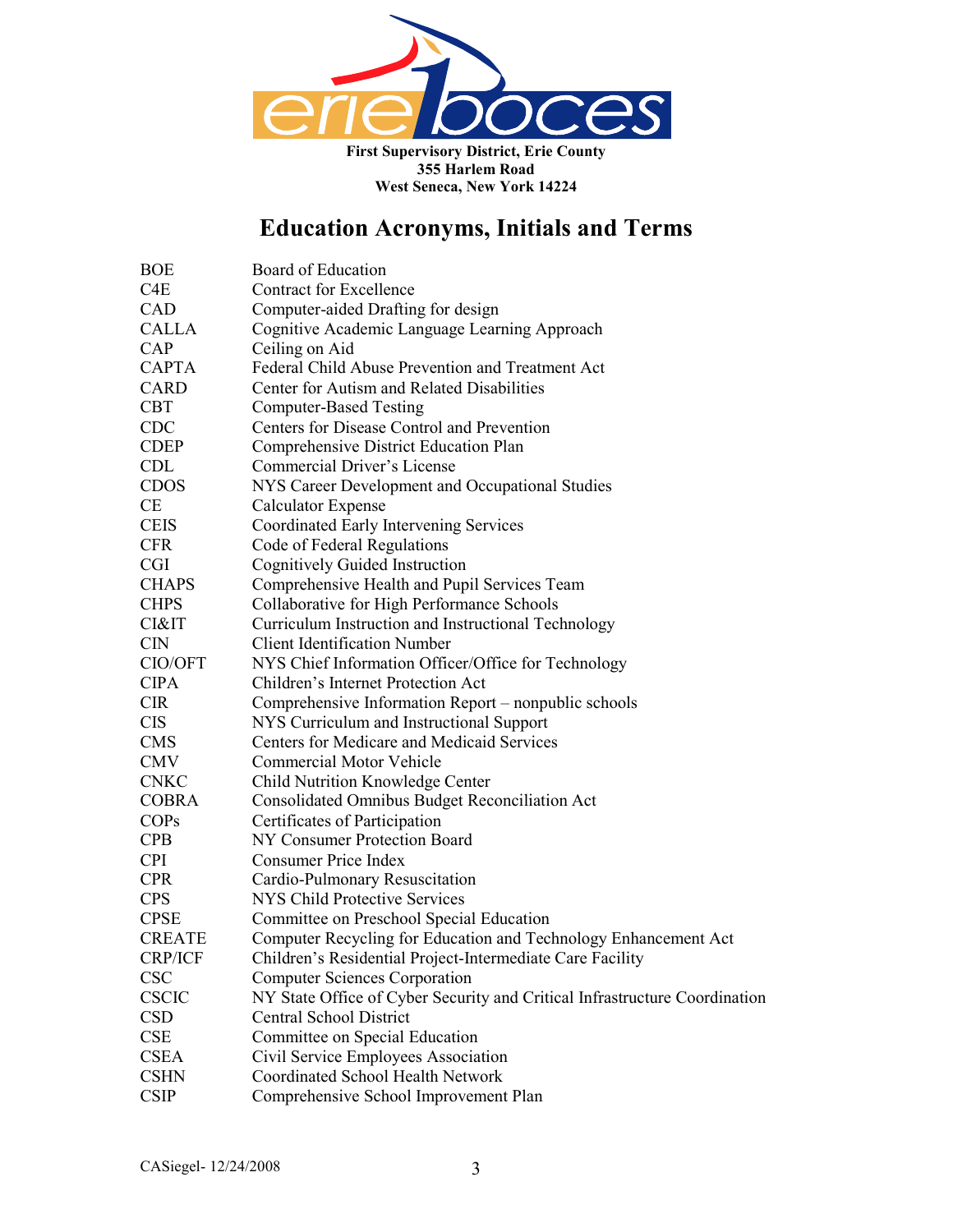First Supervisory District, Erie County
355 Harlem Road
West Seneca, New York 14224

# Education Acronyms, Initials and Terms

| | |
|---|---|
| BOE | Board of Education |
| C4E | Contract for Excellence |
| CAD | Computer-aided Drafting for design |
| CALLA | Cognitive Academic Language Learning Approach |
| CAP | Ceiling on Aid |
| CAPTA | Federal Child Abuse Prevention and Treatment Act |
| CARD | Center for Autism and Related Disabilities |
| CBT | Computer-Based Testing |
| CDC | Centers for Disease Control and Prevention |
| CDEP | Comprehensive District Education Plan |
| CDL | Commercial Driver's License |
| CDOS | NYS Career Development and Occupational Studies |
| CE | Calculator Expense |
| CEIS | Coordinated Early Intervening Services |
| CFR | Code of Federal Regulations |
| CGI | Cognitively Guided Instruction |
| CHAPS | Comprehensive Health and Pupil Services Team |
| CHPS | Collaborative for High Performance Schools |
| CI&IT | Curriculum Instruction and Instructional Technology |
| CIN | Client Identification Number |
| CIO/OFT | NYS Chief Information Officer/Office for Technology |
| CIPA | Children's Internet Protection Act |
| CIR | Comprehensive Information Report – nonpublic schools |
| CIS | NYS Curriculum and Instructional Support |
| CMS | Centers for Medicare and Medicaid Services |
| CMV | Commercial Motor Vehicle |
| CNKC | Child Nutrition Knowledge Center |
| COBRA | Consolidated Omnibus Budget Reconciliation Act |
| COPs | Certificates of Participation |
| CPB | NY Consumer Protection Board |
| CPI | Consumer Price Index |
| CPR | Cardio-Pulmonary Resuscitation |
| CPS | NYS Child Protective Services |
| CPSE | Committee on Preschool Special Education |
| CREATE | Computer Recycling for Education and Technology Enhancement Act |
| CRP/ICF | Children's Residential Project-Intermediate Care Facility |
| CSC | Computer Sciences Corporation |
| CSCIC | NY State Office of Cyber Security and Critical Infrastructure Coordination |
| CSD | Central School District |
| CSE | Committee on Special Education |
| CSEA | Civil Service Employees Association |
| CSHN | Coordinated School Health Network |
| CSIP | Comprehensive School Improvement Plan |

CASiegel- 12/24/2008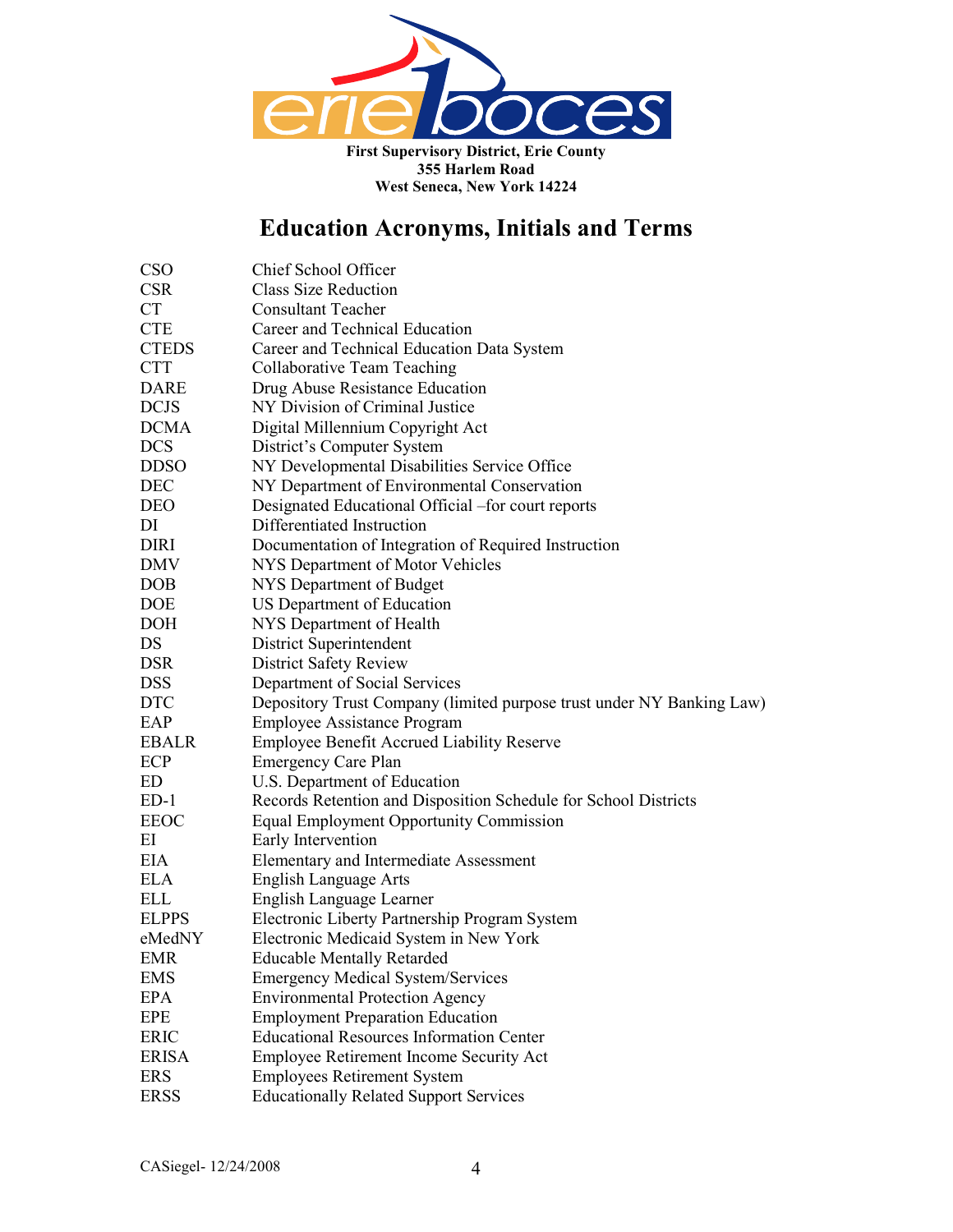**First Supervisory District, Erie County**
**355 Harlem Road**
**West Seneca, New York 14224**

# Education Acronyms, Initials and Terms

| | |
|---|---|
| CSO | Chief School Officer |
| CSR | Class Size Reduction |
| CT | Consultant Teacher |
| CTE | Career and Technical Education |
| CTEDS | Career and Technical Education Data System |
| CTT | Collaborative Team Teaching |
| DARE | Drug Abuse Resistance Education |
| DCJS | NY Division of Criminal Justice |
| DCMA | Digital Millennium Copyright Act |
| DCS | District's Computer System |
| DDSO | NY Developmental Disabilities Service Office |
| DEC | NY Department of Environmental Conservation |
| DEO | Designated Educational Official –for court reports |
| DI | Differentiated Instruction |
| DIRI | Documentation of Integration of Required Instruction |
| DMV | NYS Department of Motor Vehicles |
| DOB | NYS Department of Budget |
| DOE | US Department of Education |
| DOH | NYS Department of Health |
| DS | District Superintendent |
| DSR | District Safety Review |
| DSS | Department of Social Services |
| DTC | Depository Trust Company (limited purpose trust under NY Banking Law) |
| EAP | Employee Assistance Program |
| EBALR | Employee Benefit Accrued Liability Reserve |
| ECP | Emergency Care Plan |
| ED | U.S. Department of Education |
| ED-1 | Records Retention and Disposition Schedule for School Districts |
| EEOC | Equal Employment Opportunity Commission |
| EI | Early Intervention |
| EIA | Elementary and Intermediate Assessment |
| ELA | English Language Arts |
| ELL | English Language Learner |
| ELPPS | Electronic Liberty Partnership Program System |
| eMedNY | Electronic Medicaid System in New York |
| EMR | Educable Mentally Retarded |
| EMS | Emergency Medical System/Services |
| EPA | Environmental Protection Agency |
| EPE | Employment Preparation Education |
| ERIC | Educational Resources Information Center |
| ERISA | Employee Retirement Income Security Act |
| ERS | Employees Retirement System |
| ERSS | Educationally Related Support Services |

CASiegel- 12/24/2008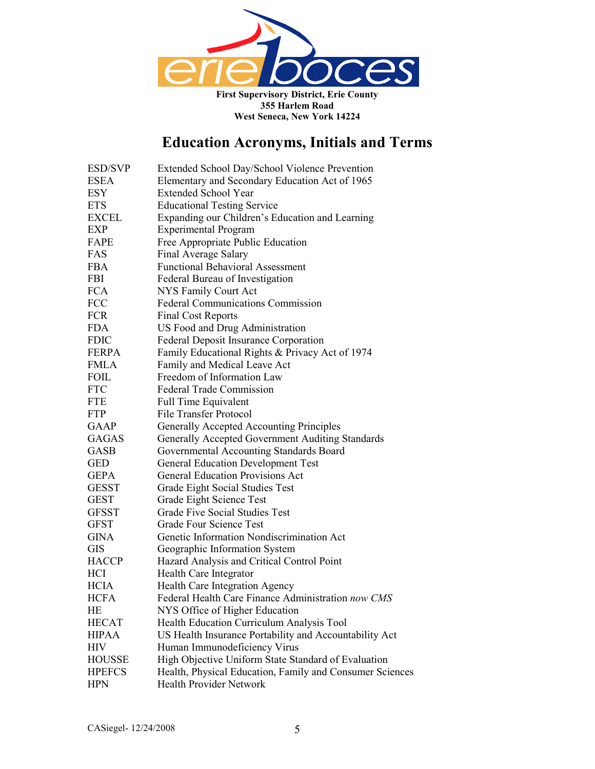**First Supervisory District, Erie County**
**355 Harlem Road**
**West Seneca, New York 14224**

# Education Acronyms, Initials and Terms

| | |
|---|---|
| ESD/SVP | Extended School Day/School Violence Prevention |
| ESEA | Elementary and Secondary Education Act of 1965 |
| ESY | Extended School Year |
| ETS | Educational Testing Service |
| EXCEL | Expanding our Children's Education and Learning |
| EXP | Experimental Program |
| FAPE | Free Appropriate Public Education |
| FAS | Final Average Salary |
| FBA | Functional Behavioral Assessment |
| FBI | Federal Bureau of Investigation |
| FCA | NYS Family Court Act |
| FCC | Federal Communications Commission |
| FCR | Final Cost Reports |
| FDA | US Food and Drug Administration |
| FDIC | Federal Deposit Insurance Corporation |
| FERPA | Family Educational Rights & Privacy Act of 1974 |
| FMLA | Family and Medical Leave Act |
| FOIL | Freedom of Information Law |
| FTC | Federal Trade Commission |
| FTE | Full Time Equivalent |
| FTP | File Transfer Protocol |
| GAAP | Generally Accepted Accounting Principles |
| GAGAS | Generally Accepted Government Auditing Standards |
| GASB | Governmental Accounting Standards Board |
| GED | General Education Development Test |
| GEPA | General Education Provisions Act |
| GESST | Grade Eight Social Studies Test |
| GEST | Grade Eight Science Test |
| GFSST | Grade Five Social Studies Test |
| GFST | Grade Four Science Test |
| GINA | Genetic Information Nondiscrimination Act |
| GIS | Geographic Information System |
| HACCP | Hazard Analysis and Critical Control Point |
| HCI | Health Care Integrator |
| HCIA | Health Care Integration Agency |
| HCFA | Federal Health Care Finance Administration *now CMS* |
| HE | NYS Office of Higher Education |
| HECAT | Health Education Curriculum Analysis Tool |
| HIPAA | US Health Insurance Portability and Accountability Act |
| HIV | Human Immunodeficiency Virus |
| HOUSSE | High Objective Uniform State Standard of Evaluation |
| HPEFCS | Health, Physical Education, Family and Consumer Sciences |
| HPN | Health Provider Network |

CASiegel- 12/24/2008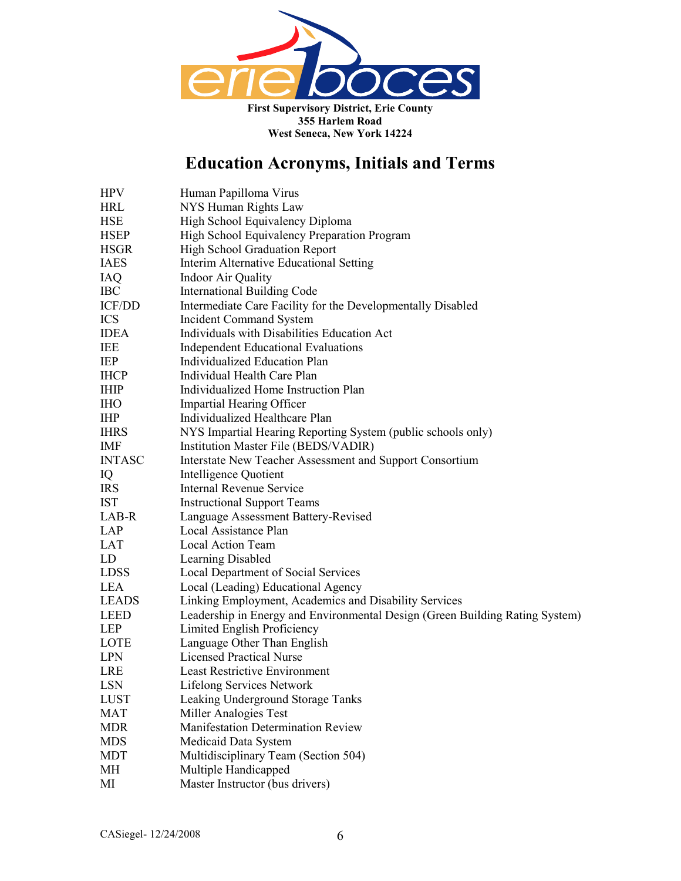First Supervisory District, Erie County
355 Harlem Road
West Seneca, New York 14224

# Education Acronyms, Initials and Terms

| | |
|---|---|
| HPV | Human Papilloma Virus |
| HRL | NYS Human Rights Law |
| HSE | High School Equivalency Diploma |
| HSEP | High School Equivalency Preparation Program |
| HSGR | High School Graduation Report |
| IAES | Interim Alternative Educational Setting |
| IAQ | Indoor Air Quality |
| IBC | International Building Code |
| ICF/DD | Intermediate Care Facility for the Developmentally Disabled |
| ICS | Incident Command System |
| IDEA | Individuals with Disabilities Education Act |
| IEE | Independent Educational Evaluations |
| IEP | Individualized Education Plan |
| IHCP | Individual Health Care Plan |
| IHIP | Individualized Home Instruction Plan |
| IHO | Impartial Hearing Officer |
| IHP | Individualized Healthcare Plan |
| IHRS | NYS Impartial Hearing Reporting System (public schools only) |
| IMF | Institution Master File (BEDS/VADIR) |
| INTASC | Interstate New Teacher Assessment and Support Consortium |
| IQ | Intelligence Quotient |
| IRS | Internal Revenue Service |
| IST | Instructional Support Teams |
| LAB-R | Language Assessment Battery-Revised |
| LAP | Local Assistance Plan |
| LAT | Local Action Team |
| LD | Learning Disabled |
| LDSS | Local Department of Social Services |
| LEA | Local (Leading) Educational Agency |
| LEADS | Linking Employment, Academics and Disability Services |
| LEED | Leadership in Energy and Environmental Design (Green Building Rating System) |
| LEP | Limited English Proficiency |
| LOTE | Language Other Than English |
| LPN | Licensed Practical Nurse |
| LRE | Least Restrictive Environment |
| LSN | Lifelong Services Network |
| LUST | Leaking Underground Storage Tanks |
| MAT | Miller Analogies Test |
| MDR | Manifestation Determination Review |
| MDS | Medicaid Data System |
| MDT | Multidisciplinary Team (Section 504) |
| MH | Multiple Handicapped |
| MI | Master Instructor (bus drivers) |

CASiegel- 12/24/2008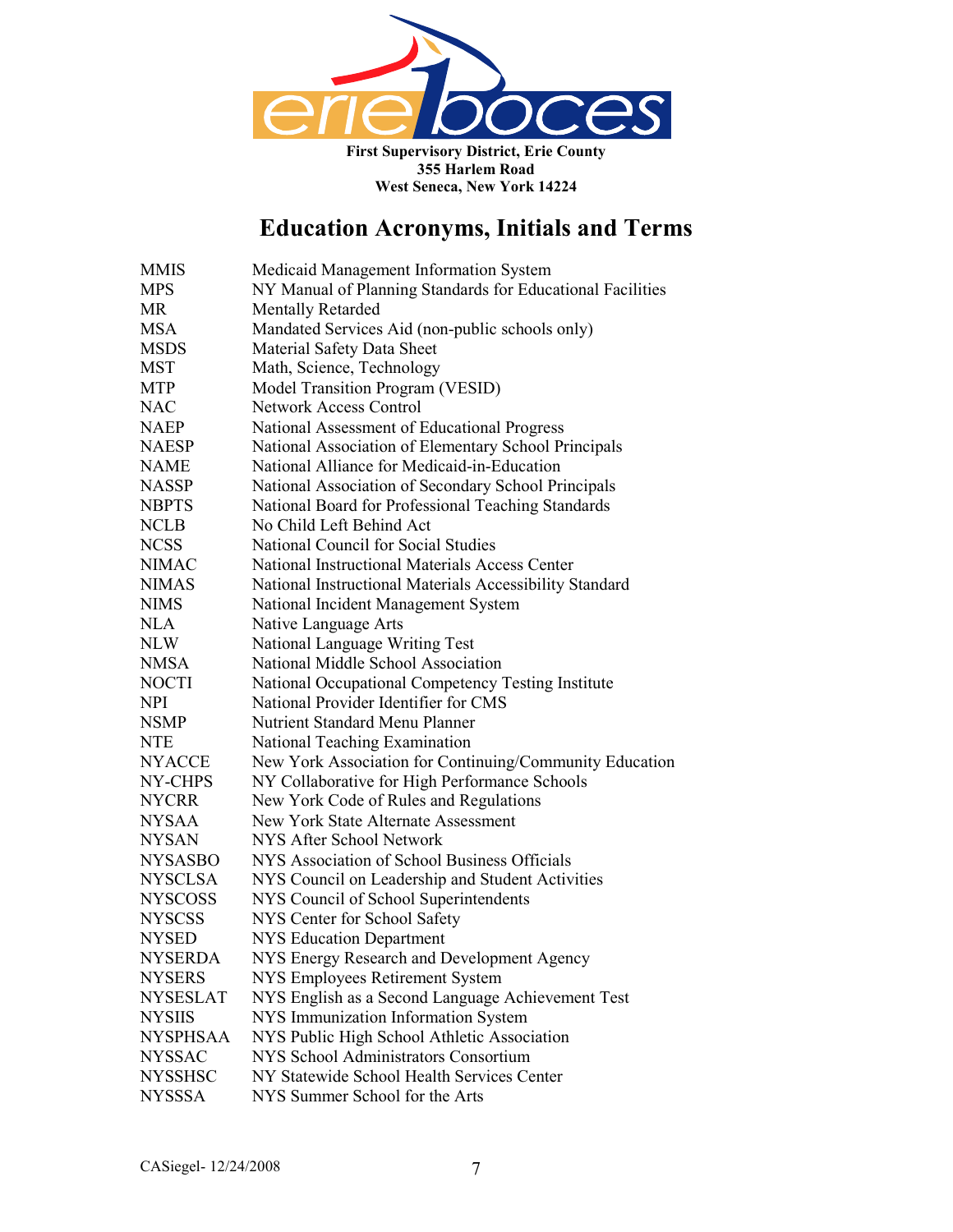First Supervisory District, Erie County
355 Harlem Road
West Seneca, New York 14224

# Education Acronyms, Initials and Terms

| | |
|---|---|
| MMIS | Medicaid Management Information System |
| MPS | NY Manual of Planning Standards for Educational Facilities |
| MR | Mentally Retarded |
| MSA | Mandated Services Aid (non-public schools only) |
| MSDS | Material Safety Data Sheet |
| MST | Math, Science, Technology |
| MTP | Model Transition Program (VESID) |
| NAC | Network Access Control |
| NAEP | National Assessment of Educational Progress |
| NAESP | National Association of Elementary School Principals |
| NAME | National Alliance for Medicaid-in-Education |
| NASSP | National Association of Secondary School Principals |
| NBPTS | National Board for Professional Teaching Standards |
| NCLB | No Child Left Behind Act |
| NCSS | National Council for Social Studies |
| NIMAC | National Instructional Materials Access Center |
| NIMAS | National Instructional Materials Accessibility Standard |
| NIMS | National Incident Management System |
| NLA | Native Language Arts |
| NLW | National Language Writing Test |
| NMSA | National Middle School Association |
| NOCTI | National Occupational Competency Testing Institute |
| NPI | National Provider Identifier for CMS |
| NSMP | Nutrient Standard Menu Planner |
| NTE | National Teaching Examination |
| NYACCE | New York Association for Continuing/Community Education |
| NY-CHPS | NY Collaborative for High Performance Schools |
| NYCRR | New York Code of Rules and Regulations |
| NYSAA | New York State Alternate Assessment |
| NYSAN | NYS After School Network |
| NYSASBO | NYS Association of School Business Officials |
| NYSCLSA | NYS Council on Leadership and Student Activities |
| NYSCOSS | NYS Council of School Superintendents |
| NYSCSS | NYS Center for School Safety |
| NYSED | NYS Education Department |
| NYSERDA | NYS Energy Research and Development Agency |
| NYSERS | NYS Employees Retirement System |
| NYSESLAT | NYS English as a Second Language Achievement Test |
| NYSIIS | NYS Immunization Information System |
| NYSPHSAA | NYS Public High School Athletic Association |
| NYSSAC | NYS School Administrators Consortium |
| NYSSHSC | NY Statewide School Health Services Center |
| NYSSSA | NYS Summer School for the Arts |

CASiegel- 12/24/2008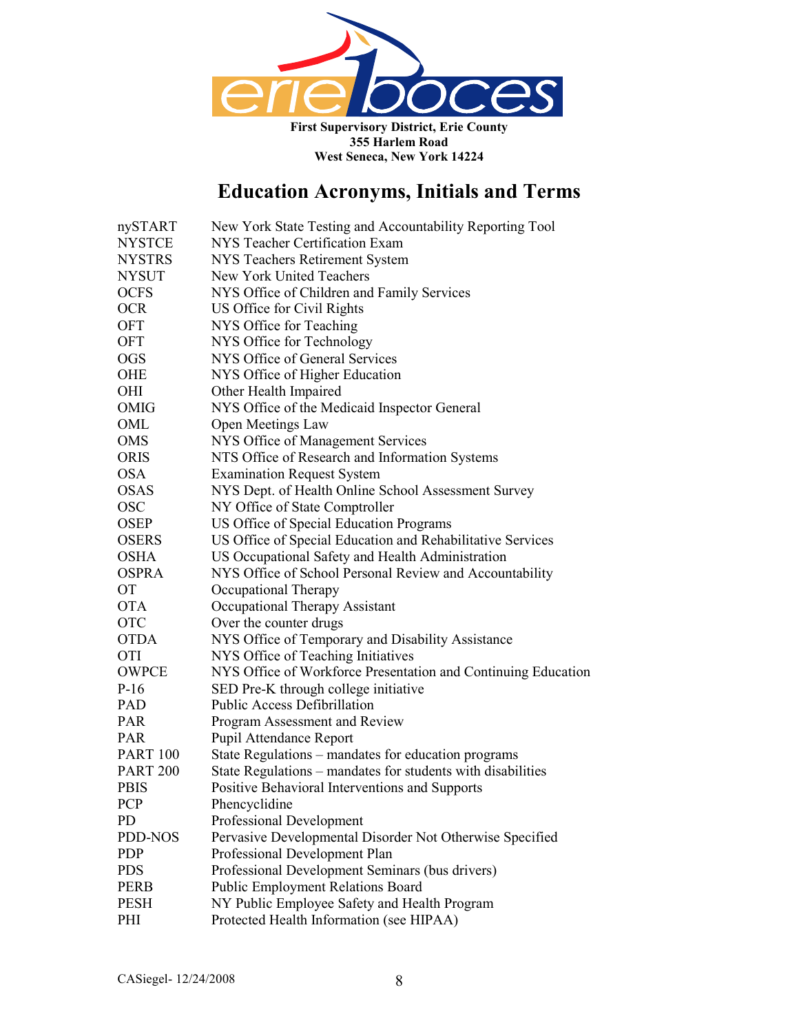First Supervisory District, Erie County
355 Harlem Road
West Seneca, New York 14224

# Education Acronyms, Initials and Terms

| | |
|---|---|
| nySTART | New York State Testing and Accountability Reporting Tool |
| NYSTCE | NYS Teacher Certification Exam |
| NYSTRS | NYS Teachers Retirement System |
| NYSUT | New York United Teachers |
| OCFS | NYS Office of Children and Family Services |
| OCR | US Office for Civil Rights |
| OFT | NYS Office for Teaching |
| OFT | NYS Office for Technology |
| OGS | NYS Office of General Services |
| OHE | NYS Office of Higher Education |
| OHI | Other Health Impaired |
| OMIG | NYS Office of the Medicaid Inspector General |
| OML | Open Meetings Law |
| OMS | NYS Office of Management Services |
| ORIS | NTS Office of Research and Information Systems |
| OSA | Examination Request System |
| OSAS | NYS Dept. of Health Online School Assessment Survey |
| OSC | NY Office of State Comptroller |
| OSEP | US Office of Special Education Programs |
| OSERS | US Office of Special Education and Rehabilitative Services |
| OSHA | US Occupational Safety and Health Administration |
| OSPRA | NYS Office of School Personal Review and Accountability |
| OT | Occupational Therapy |
| OTA | Occupational Therapy Assistant |
| OTC | Over the counter drugs |
| OTDA | NYS Office of Temporary and Disability Assistance |
| OTI | NYS Office of Teaching Initiatives |
| OWPCE | NYS Office of Workforce Presentation and Continuing Education |
| P-16 | SED Pre-K through college initiative |
| PAD | Public Access Defibrillation |
| PAR | Program Assessment and Review |
| PAR | Pupil Attendance Report |
| PART 100 | State Regulations – mandates for education programs |
| PART 200 | State Regulations – mandates for students with disabilities |
| PBIS | Positive Behavioral Interventions and Supports |
| PCP | Phencyclidine |
| PD | Professional Development |
| PDD-NOS | Pervasive Developmental Disorder Not Otherwise Specified |
| PDP | Professional Development Plan |
| PDS | Professional Development Seminars (bus drivers) |
| PERB | Public Employment Relations Board |
| PESH | NY Public Employee Safety and Health Program |
| PHI | Protected Health Information (see HIPAA) |

CASiegel- 12/24/2008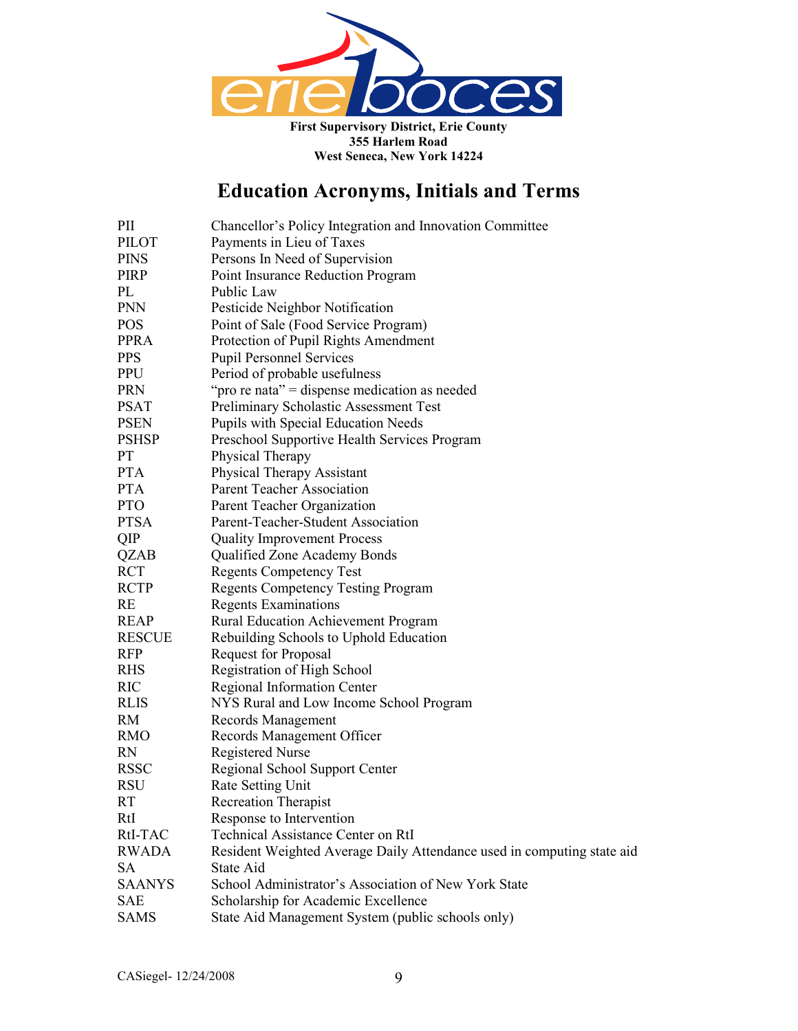**First Supervisory District, Erie County**
**355 Harlem Road**
**West Seneca, New York 14224**

# Education Acronyms, Initials and Terms

| | |
|---|---|
| PII | Chancellor's Policy Integration and Innovation Committee |
| PILOT | Payments in Lieu of Taxes |
| PINS | Persons In Need of Supervision |
| PIRP | Point Insurance Reduction Program |
| PL | Public Law |
| PNN | Pesticide Neighbor Notification |
| POS | Point of Sale (Food Service Program) |
| PPRA | Protection of Pupil Rights Amendment |
| PPS | Pupil Personnel Services |
| PPU | Period of probable usefulness |
| PRN | "pro re nata" = dispense medication as needed |
| PSAT | Preliminary Scholastic Assessment Test |
| PSEN | Pupils with Special Education Needs |
| PSHSP | Preschool Supportive Health Services Program |
| PT | Physical Therapy |
| PTA | Physical Therapy Assistant |
| PTA | Parent Teacher Association |
| PTO | Parent Teacher Organization |
| PTSA | Parent-Teacher-Student Association |
| QIP | Quality Improvement Process |
| QZAB | Qualified Zone Academy Bonds |
| RCT | Regents Competency Test |
| RCTP | Regents Competency Testing Program |
| RE | Regents Examinations |
| REAP | Rural Education Achievement Program |
| RESCUE | Rebuilding Schools to Uphold Education |
| RFP | Request for Proposal |
| RHS | Registration of High School |
| RIC | Regional Information Center |
| RLIS | NYS Rural and Low Income School Program |
| RM | Records Management |
| RMO | Records Management Officer |
| RN | Registered Nurse |
| RSSC | Regional School Support Center |
| RSU | Rate Setting Unit |
| RT | Recreation Therapist |
| RtI | Response to Intervention |
| RtI-TAC | Technical Assistance Center on RtI |
| RWADA | Resident Weighted Average Daily Attendance used in computing state aid |
| SA | State Aid |
| SAANYS | School Administrator's Association of New York State |
| SAE | Scholarship for Academic Excellence |
| SAMS | State Aid Management System (public schools only) |

CASiegel- 12/24/2008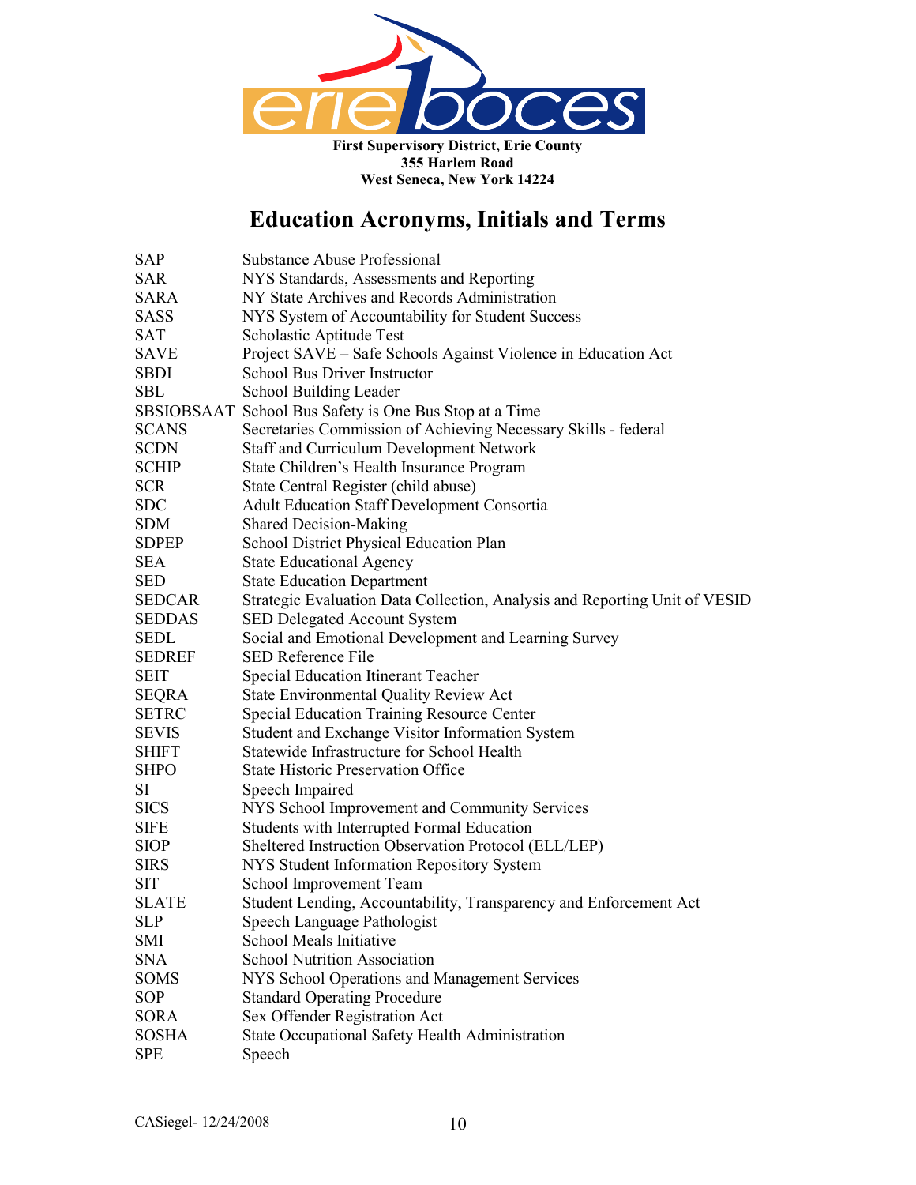First Supervisory District, Erie County
355 Harlem Road
West Seneca, New York 14224

# Education Acronyms, Initials and Terms

| | |
|---|---|
| SAP | Substance Abuse Professional |
| SAR | NYS Standards, Assessments and Reporting |
| SARA | NY State Archives and Records Administration |
| SASS | NYS System of Accountability for Student Success |
| SAT | Scholastic Aptitude Test |
| SAVE | Project SAVE – Safe Schools Against Violence in Education Act |
| SBDI | School Bus Driver Instructor |
| SBL | School Building Leader |
| SBSIOBSAAT | School Bus Safety is One Bus Stop at a Time |
| SCANS | Secretaries Commission of Achieving Necessary Skills - federal |
| SCDN | Staff and Curriculum Development Network |
| SCHIP | State Children's Health Insurance Program |
| SCR | State Central Register (child abuse) |
| SDC | Adult Education Staff Development Consortia |
| SDM | Shared Decision-Making |
| SDPEP | School District Physical Education Plan |
| SEA | State Educational Agency |
| SED | State Education Department |
| SEDCAR | Strategic Evaluation Data Collection, Analysis and Reporting Unit of VESID |
| SEDDAS | SED Delegated Account System |
| SEDL | Social and Emotional Development and Learning Survey |
| SEDREF | SED Reference File |
| SEIT | Special Education Itinerant Teacher |
| SEQRA | State Environmental Quality Review Act |
| SETRC | Special Education Training Resource Center |
| SEVIS | Student and Exchange Visitor Information System |
| SHIFT | Statewide Infrastructure for School Health |
| SHPO | State Historic Preservation Office |
| SI | Speech Impaired |
| SICS | NYS School Improvement and Community Services |
| SIFE | Students with Interrupted Formal Education |
| SIOP | Sheltered Instruction Observation Protocol (ELL/LEP) |
| SIRS | NYS Student Information Repository System |
| SIT | School Improvement Team |
| SLATE | Student Lending, Accountability, Transparency and Enforcement Act |
| SLP | Speech Language Pathologist |
| SMI | School Meals Initiative |
| SNA | School Nutrition Association |
| SOMS | NYS School Operations and Management Services |
| SOP | Standard Operating Procedure |
| SORA | Sex Offender Registration Act |
| SOSHA | State Occupational Safety Health Administration |
| SPE | Speech |

CASiegel- 12/24/2008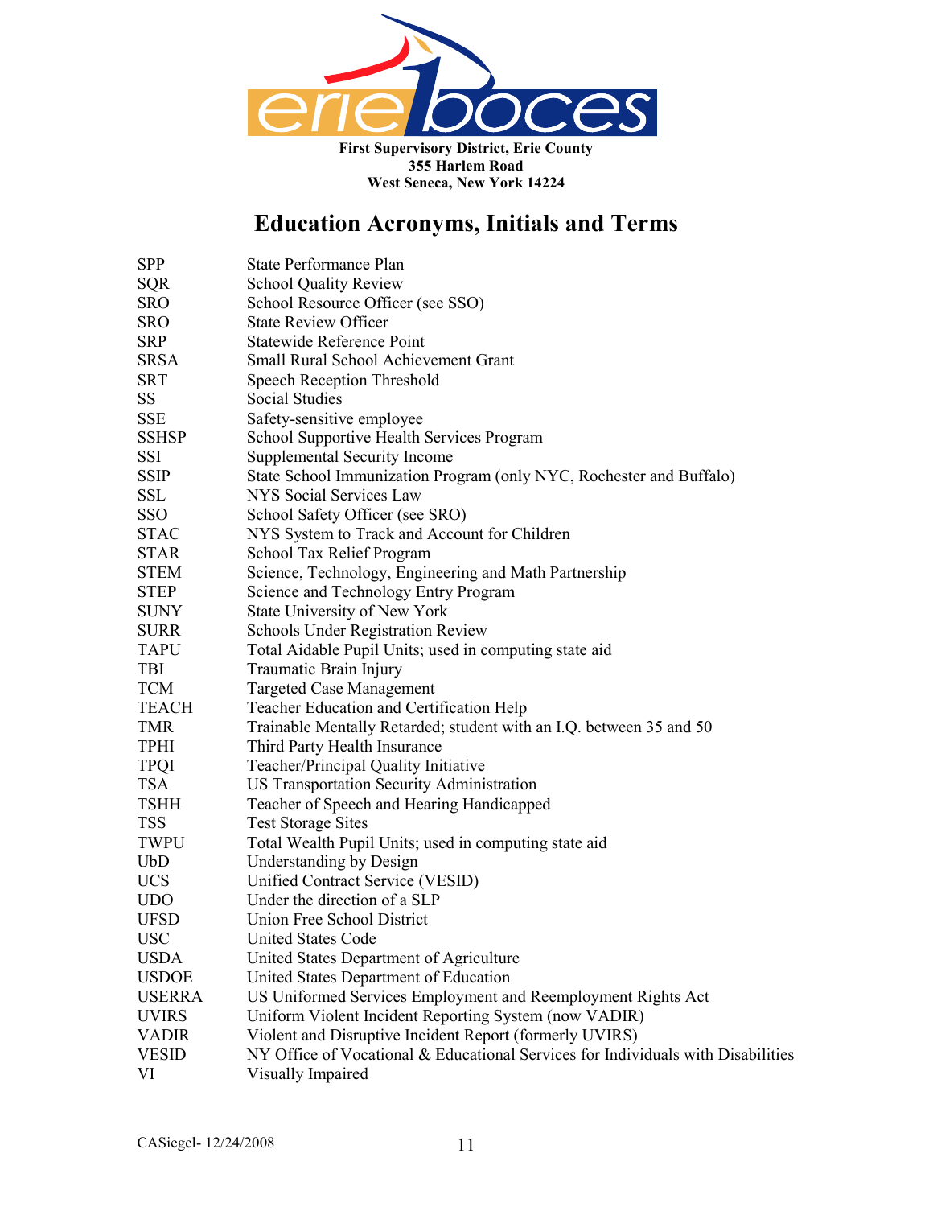**First Supervisory District, Erie County**
**355 Harlem Road**
**West Seneca, New York 14224**

# Education Acronyms, Initials and Terms

| | |
|---|---|
| SPP | State Performance Plan |
| SQR | School Quality Review |
| SRO | School Resource Officer (see SSO) |
| SRO | State Review Officer |
| SRP | Statewide Reference Point |
| SRSA | Small Rural School Achievement Grant |
| SRT | Speech Reception Threshold |
| SS | Social Studies |
| SSE | Safety-sensitive employee |
| SSHSP | School Supportive Health Services Program |
| SSI | Supplemental Security Income |
| SSIP | State School Immunization Program (only NYC, Rochester and Buffalo) |
| SSL | NYS Social Services Law |
| SSO | School Safety Officer (see SRO) |
| STAC | NYS System to Track and Account for Children |
| STAR | School Tax Relief Program |
| STEM | Science, Technology, Engineering and Math Partnership |
| STEP | Science and Technology Entry Program |
| SUNY | State University of New York |
| SURR | Schools Under Registration Review |
| TAPU | Total Aidable Pupil Units; used in computing state aid |
| TBI | Traumatic Brain Injury |
| TCM | Targeted Case Management |
| TEACH | Teacher Education and Certification Help |
| TMR | Trainable Mentally Retarded; student with an I.Q. between 35 and 50 |
| TPHI | Third Party Health Insurance |
| TPQI | Teacher/Principal Quality Initiative |
| TSA | US Transportation Security Administration |
| TSHH | Teacher of Speech and Hearing Handicapped |
| TSS | Test Storage Sites |
| TWPU | Total Wealth Pupil Units; used in computing state aid |
| UbD | Understanding by Design |
| UCS | Unified Contract Service (VESID) |
| UDO | Under the direction of a SLP |
| UFSD | Union Free School District |
| USC | United States Code |
| USDA | United States Department of Agriculture |
| USDOE | United States Department of Education |
| USERRA | US Uniformed Services Employment and Reemployment Rights Act |
| UVIRS | Uniform Violent Incident Reporting System (now VADIR) |
| VADIR | Violent and Disruptive Incident Report (formerly UVIRS) |
| VESID | NY Office of Vocational & Educational Services for Individuals with Disabilities |
| VI | Visually Impaired |

CASiegel- 12/24/2008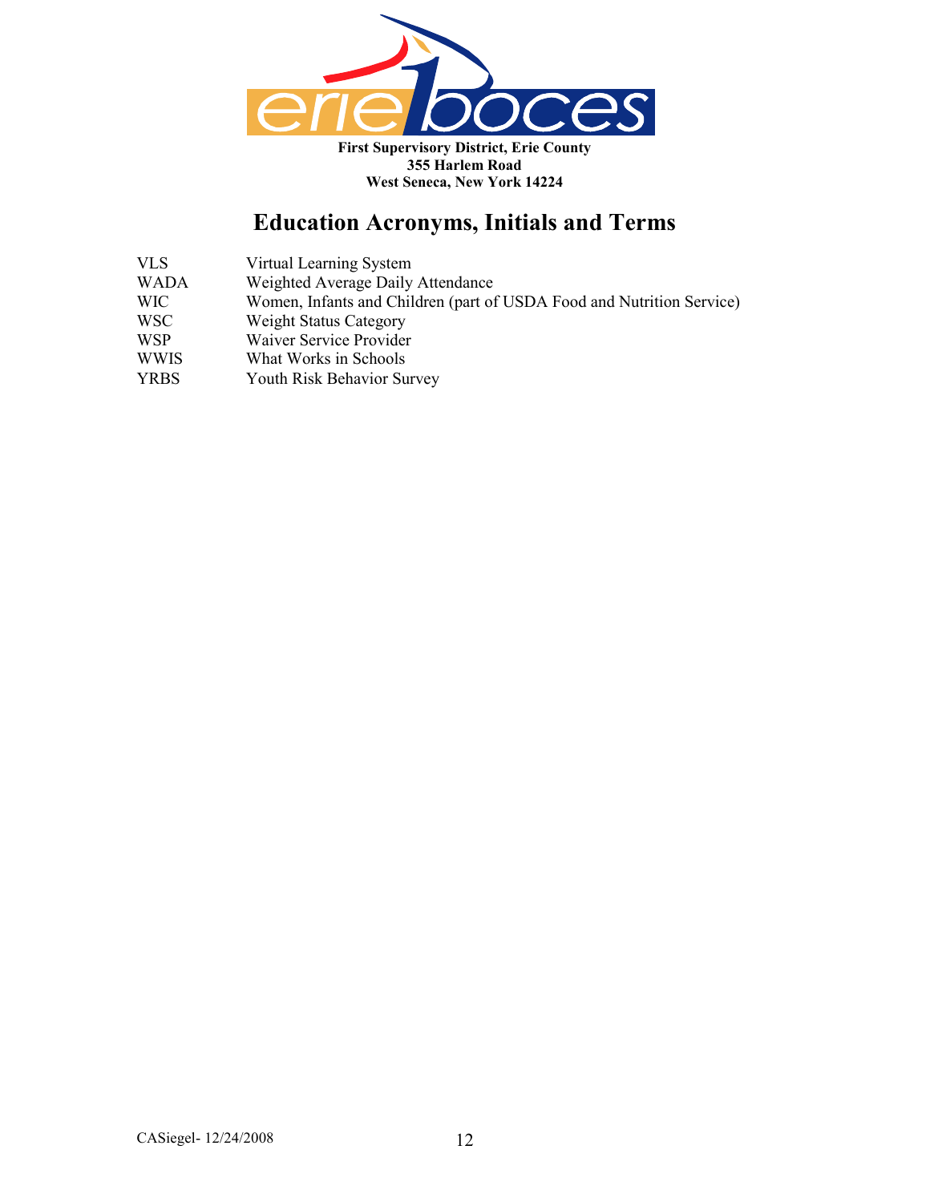First Supervisory District, Erie County
355 Harlem Road
West Seneca, New York 14224

# Education Acronyms, Initials and Terms

| | |
|---|---|
| VLS | Virtual Learning System |
| WADA | Weighted Average Daily Attendance |
| WIC | Women, Infants and Children (part of USDA Food and Nutrition Service) |
| WSC | Weight Status Category |
| WSP | Waiver Service Provider |
| WWIS | What Works in Schools |
| YRBS | Youth Risk Behavior Survey |

CASiegel- 12/24/2008